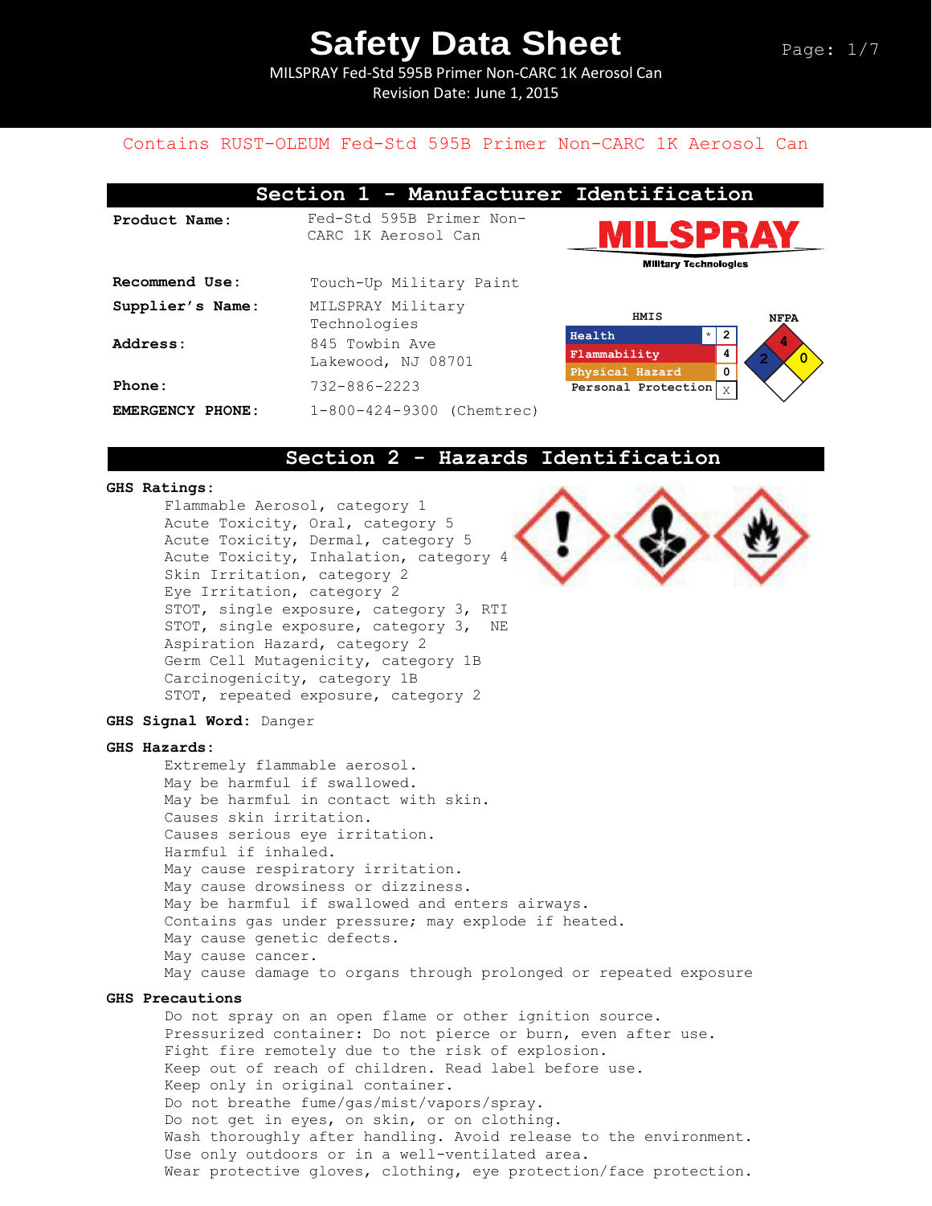# Safety Data Sheet

MILSPRAY Fed-Std 595B Primer Non-CARC 1K Aerosol Can
Revision Date: June 1, 2015

Contains RUST-OLEUM Fed-Std 595B Primer Non-CARC 1K Aerosol Can

## Section 1 - Manufacturer Identification

| | |
|---|---|
| **Product Name:** | Fed-Std 595B Primer Non-CARC 1K Aerosol Can |
| **Recommend Use:** | Touch-Up Military Paint |
| **Supplier's Name:** | MILSPRAY Military Technologies |
| **Address:** | 845 Towbin Ave Lakewood, NJ 08701 |
| **Phone:** | 732-886-2223 |
| **EMERGENCY PHONE:** | 1-800-424-9300 (Chemtrec) |

MILSPRAY Military Technologies

**HMIS**

| | | |
|---|---|---|
| Health | * | 2 |
| Flammability | | 4 |
| Physical Hazard | | 0 |
| Personal Protection | | X |

**NFPA**

Health: 2, Flammability: 4, Instability: 0

## Section 2 - Hazards Identification

**GHS Ratings:**

- Flammable Aerosol, category 1
- Acute Toxicity, Oral, category 5
- Acute Toxicity, Dermal, category 5
- Acute Toxicity, Inhalation, category 4
- Skin Irritation, category 2
- Eye Irritation, category 2
- STOT, single exposure, category 3, RTI
- STOT, single exposure, category 3, NE
- Aspiration Hazard, category 2
- Germ Cell Mutagenicity, category 1B
- Carcinogenicity, category 1B
- STOT, repeated exposure, category 2

**GHS Signal Word:** Danger

**GHS Hazards:**

- Extremely flammable aerosol.
- May be harmful if swallowed.
- May be harmful in contact with skin.
- Causes skin irritation.
- Causes serious eye irritation.
- Harmful if inhaled.
- May cause respiratory irritation.
- May cause drowsiness or dizziness.
- May be harmful if swallowed and enters airways.
- Contains gas under pressure; may explode if heated.
- May cause genetic defects.
- May cause cancer.
- May cause damage to organs through prolonged or repeated exposure

**GHS Precautions**

- Do not spray on an open flame or other ignition source.
- Pressurized container: Do not pierce or burn, even after use.
- Fight fire remotely due to the risk of explosion.
- Keep out of reach of children. Read label before use.
- Keep only in original container.
- Do not breathe fume/gas/mist/vapors/spray.
- Do not get in eyes, on skin, or on clothing.
- Wash thoroughly after handling. Avoid release to the environment.
- Use only outdoors or in a well-ventilated area.
- Wear protective gloves, clothing, eye protection/face protection.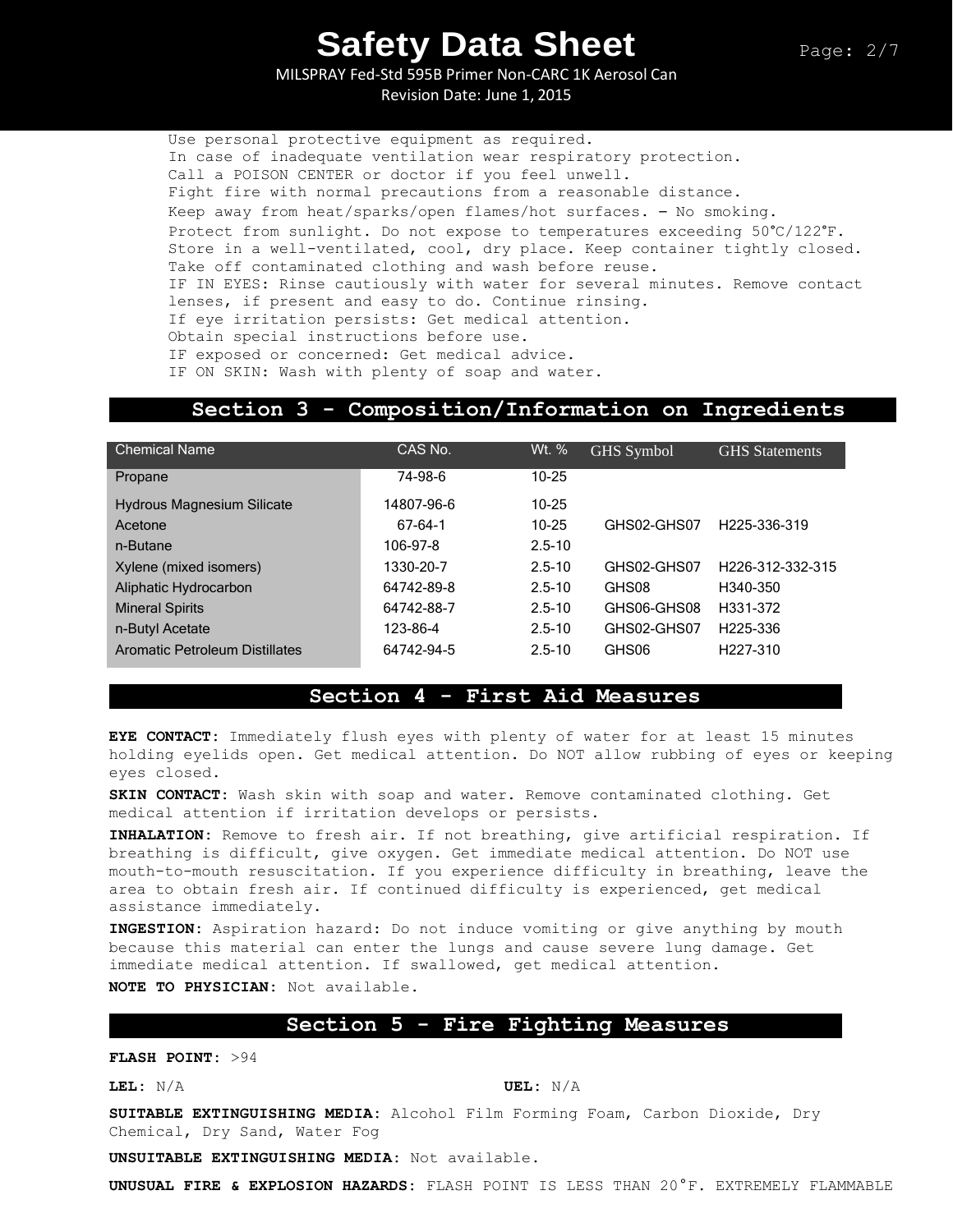Use personal protective equipment as required.
In case of inadequate ventilation wear respiratory protection.
Call a POISON CENTER or doctor if you feel unwell.
Fight fire with normal precautions from a reasonable distance.
Keep away from heat/sparks/open flames/hot surfaces. – No smoking.
Protect from sunlight. Do not expose to temperatures exceeding 50°C/122°F.
Store in a well-ventilated, cool, dry place. Keep container tightly closed.
Take off contaminated clothing and wash before reuse.
IF IN EYES: Rinse cautiously with water for several minutes. Remove contact lenses, if present and easy to do. Continue rinsing.
If eye irritation persists: Get medical attention.
Obtain special instructions before use.
IF exposed or concerned: Get medical advice.
IF ON SKIN: Wash with plenty of soap and water.

## Section 3 - Composition/Information on Ingredients

| Chemical Name | CAS No. | Wt. % | GHS Symbol | GHS Statements |
|---|---|---|---|---|
| Propane | 74-98-6 | 10-25 | | |
| Hydrous Magnesium Silicate | 14807-96-6 | 10-25 | | |
| Acetone | 67-64-1 | 10-25 | GHS02-GHS07 | H225-336-319 |
| n-Butane | 106-97-8 | 2.5-10 | | |
| Xylene (mixed isomers) | 1330-20-7 | 2.5-10 | GHS02-GHS07 | H226-312-332-315 |
| Aliphatic Hydrocarbon | 64742-89-8 | 2.5-10 | GHS08 | H340-350 |
| Mineral Spirits | 64742-88-7 | 2.5-10 | GHS06-GHS08 | H331-372 |
| n-Butyl Acetate | 123-86-4 | 2.5-10 | GHS02-GHS07 | H225-336 |
| Aromatic Petroleum Distillates | 64742-94-5 | 2.5-10 | GHS06 | H227-310 |

## Section 4 - First Aid Measures

**EYE CONTACT:** Immediately flush eyes with plenty of water for at least 15 minutes holding eyelids open. Get medical attention. Do NOT allow rubbing of eyes or keeping eyes closed.

**SKIN CONTACT:** Wash skin with soap and water. Remove contaminated clothing. Get medical attention if irritation develops or persists.

**INHALATION:** Remove to fresh air. If not breathing, give artificial respiration. If breathing is difficult, give oxygen. Get immediate medical attention. Do NOT use mouth-to-mouth resuscitation. If you experience difficulty in breathing, leave the area to obtain fresh air. If continued difficulty is experienced, get medical assistance immediately.

**INGESTION:** Aspiration hazard: Do not induce vomiting or give anything by mouth because this material can enter the lungs and cause severe lung damage. Get immediate medical attention. If swallowed, get medical attention.

**NOTE TO PHYSICIAN:** Not available.

## Section 5 - Fire Fighting Measures

**FLASH POINT:** >94

**LEL:** N/A **UEL:** N/A

**SUITABLE EXTINGUISHING MEDIA:** Alcohol Film Forming Foam, Carbon Dioxide, Dry Chemical, Dry Sand, Water Fog

**UNSUITABLE EXTINGUISHING MEDIA:** Not available.

**UNUSUAL FIRE & EXPLOSION HAZARDS:** FLASH POINT IS LESS THAN 20°F. EXTREMELY FLAMMABLE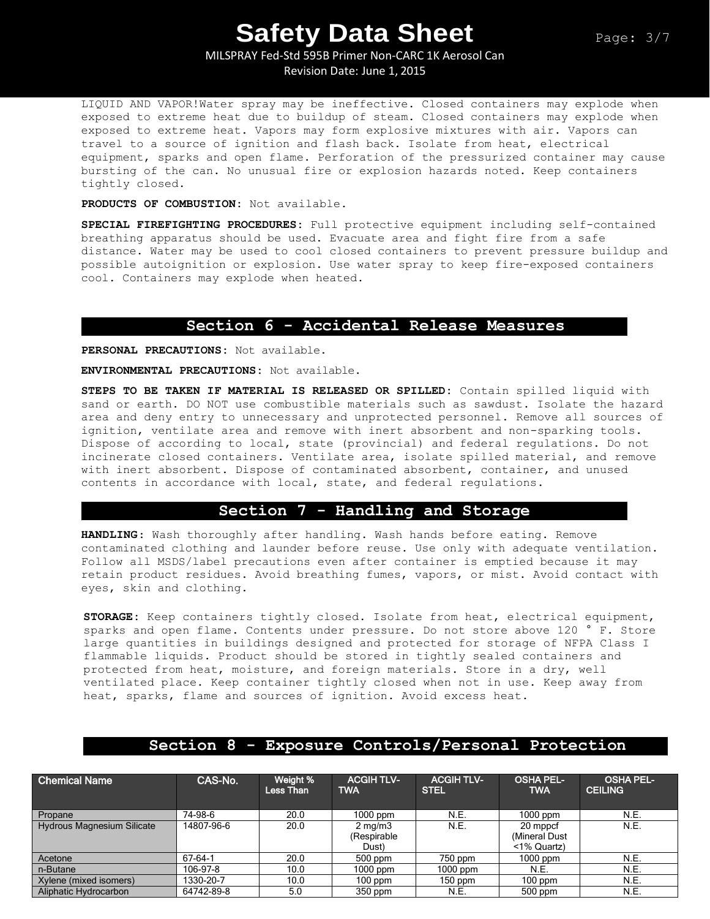LIQUID AND VAPOR!Water spray may be ineffective. Closed containers may explode when exposed to extreme heat due to buildup of steam. Closed containers may explode when exposed to extreme heat. Vapors may form explosive mixtures with air. Vapors can travel to a source of ignition and flash back. Isolate from heat, electrical equipment, sparks and open flame. Perforation of the pressurized container may cause bursting of the can. No unusual fire or explosion hazards noted. Keep containers tightly closed.

**PRODUCTS OF COMBUSTION:** Not available.

**SPECIAL FIREFIGHTING PROCEDURES:** Full protective equipment including self-contained breathing apparatus should be used. Evacuate area and fight fire from a safe distance. Water may be used to cool closed containers to prevent pressure buildup and possible autoignition or explosion. Use water spray to keep fire-exposed containers cool. Containers may explode when heated.

## Section 6 - Accidental Release Measures

**PERSONAL PRECAUTIONS:** Not available.

**ENVIRONMENTAL PRECAUTIONS:** Not available.

**STEPS TO BE TAKEN IF MATERIAL IS RELEASED OR SPILLED:** Contain spilled liquid with sand or earth. DO NOT use combustible materials such as sawdust. Isolate the hazard area and deny entry to unnecessary and unprotected personnel. Remove all sources of ignition, ventilate area and remove with inert absorbent and non-sparking tools. Dispose of according to local, state (provincial) and federal regulations. Do not incinerate closed containers. Ventilate area, isolate spilled material, and remove with inert absorbent. Dispose of contaminated absorbent, container, and unused contents in accordance with local, state, and federal regulations.

## Section 7 - Handling and Storage

**HANDLING:** Wash thoroughly after handling. Wash hands before eating. Remove contaminated clothing and launder before reuse. Use only with adequate ventilation. Follow all MSDS/label precautions even after container is emptied because it may retain product residues. Avoid breathing fumes, vapors, or mist. Avoid contact with eyes, skin and clothing.

**STORAGE:** Keep containers tightly closed. Isolate from heat, electrical equipment, sparks and open flame. Contents under pressure. Do not store above 120 ° F. Store large quantities in buildings designed and protected for storage of NFPA Class I flammable liquids. Product should be stored in tightly sealed containers and protected from heat, moisture, and foreign materials. Store in a dry, well ventilated place. Keep container tightly closed when not in use. Keep away from heat, sparks, flame and sources of ignition. Avoid excess heat.

## Section 8 - Exposure Controls/Personal Protection

| Chemical Name | CAS-No. | Weight % Less Than | ACGIH TLV-TWA | ACGIH TLV-STEL | OSHA PEL-TWA | OSHA PEL-CEILING |
|---|---|---|---|---|---|---|
| Propane | 74-98-6 | 20.0 | 1000 ppm | N.E. | 1000 ppm | N.E. |
| Hydrous Magnesium Silicate | 14807-96-6 | 20.0 | 2 mg/m3 (Respirable Dust) | N.E. | 20 mppcf (Mineral Dust <1% Quartz) | N.E. |
| Acetone | 67-64-1 | 20.0 | 500 ppm | 750 ppm | 1000 ppm | N.E. |
| n-Butane | 106-97-8 | 10.0 | 1000 ppm | 1000 ppm | N.E. | N.E. |
| Xylene (mixed isomers) | 1330-20-7 | 10.0 | 100 ppm | 150 ppm | 100 ppm | N.E. |
| Aliphatic Hydrocarbon | 64742-89-8 | 5.0 | 350 ppm | N.E. | 500 ppm | N.E. |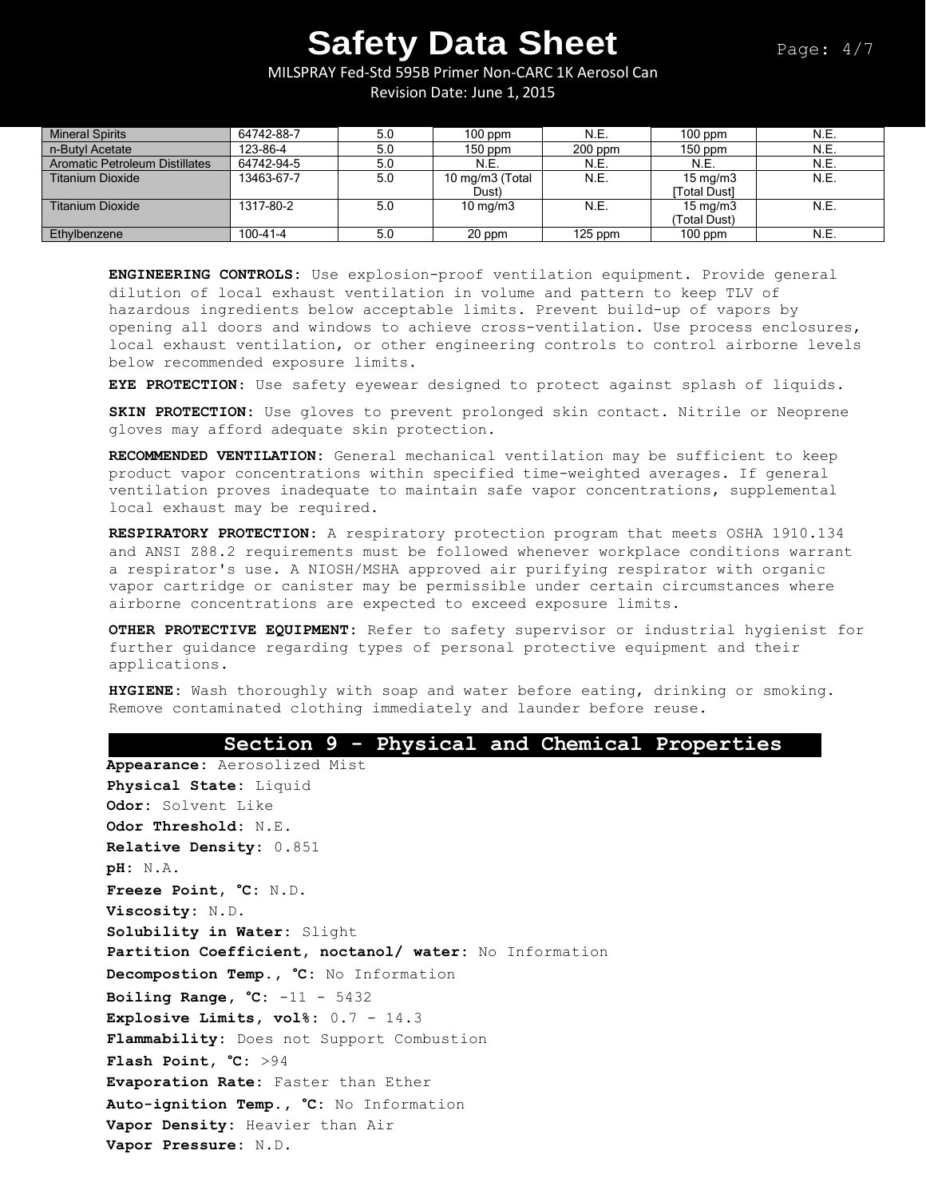| | | | | | | |
|---|---|---|---|---|---|---|
| Mineral Spirits | 64742-88-7 | 5.0 | 100 ppm | N.E. | 100 ppm | N.E. |
| n-Butyl Acetate | 123-86-4 | 5.0 | 150 ppm | 200 ppm | 150 ppm | N.E. |
| Aromatic Petroleum Distillates | 64742-94-5 | 5.0 | N.E. | N.E. | N.E. | N.E. |
| Titanium Dioxide | 13463-67-7 | 5.0 | 10 mg/m3 (Total Dust) | N.E. | 15 mg/m3 [Total Dust] | N.E. |
| Titanium Dioxide | 1317-80-2 | 5.0 | 10 mg/m3 | N.E. | 15 mg/m3 (Total Dust) | N.E. |
| Ethylbenzene | 100-41-4 | 5.0 | 20 ppm | 125 ppm | 100 ppm | N.E. |

**ENGINEERING CONTROLS:** Use explosion-proof ventilation equipment. Provide general dilution of local exhaust ventilation in volume and pattern to keep TLV of hazardous ingredients below acceptable limits. Prevent build-up of vapors by opening all doors and windows to achieve cross-ventilation. Use process enclosures, local exhaust ventilation, or other engineering controls to control airborne levels below recommended exposure limits.

**EYE PROTECTION:** Use safety eyewear designed to protect against splash of liquids.

**SKIN PROTECTION:** Use gloves to prevent prolonged skin contact. Nitrile or Neoprene gloves may afford adequate skin protection.

**RECOMMENDED VENTILATION:** General mechanical ventilation may be sufficient to keep product vapor concentrations within specified time-weighted averages. If general ventilation proves inadequate to maintain safe vapor concentrations, supplemental local exhaust may be required.

**RESPIRATORY PROTECTION:** A respiratory protection program that meets OSHA 1910.134 and ANSI Z88.2 requirements must be followed whenever workplace conditions warrant a respirator's use. A NIOSH/MSHA approved air purifying respirator with organic vapor cartridge or canister may be permissible under certain circumstances where airborne concentrations are expected to exceed exposure limits.

**OTHER PROTECTIVE EQUIPMENT:** Refer to safety supervisor or industrial hygienist for further guidance regarding types of personal protective equipment and their applications.

**HYGIENE:** Wash thoroughly with soap and water before eating, drinking or smoking. Remove contaminated clothing immediately and launder before reuse.

## Section 9 - Physical and Chemical Properties

**Appearance:** Aerosolized Mist
**Physical State:** Liquid
**Odor:** Solvent Like
**Odor Threshold:** N.E.
**Relative Density:** 0.851
**pH:** N.A.
**Freeze Point, °C:** N.D.
**Viscosity:** N.D.
**Solubility in Water:** Slight
**Partition Coefficient, noctanol/ water:** No Information
**Decompostion Temp., °C:** No Information
**Boiling Range, °C:** -11 - 5432
**Explosive Limits, vol%:** 0.7 - 14.3
**Flammability:** Does not Support Combustion
**Flash Point, °C:** >94
**Evaporation Rate:** Faster than Ether
**Auto-ignition Temp., °C:** No Information
**Vapor Density:** Heavier than Air
**Vapor Pressure:** N.D.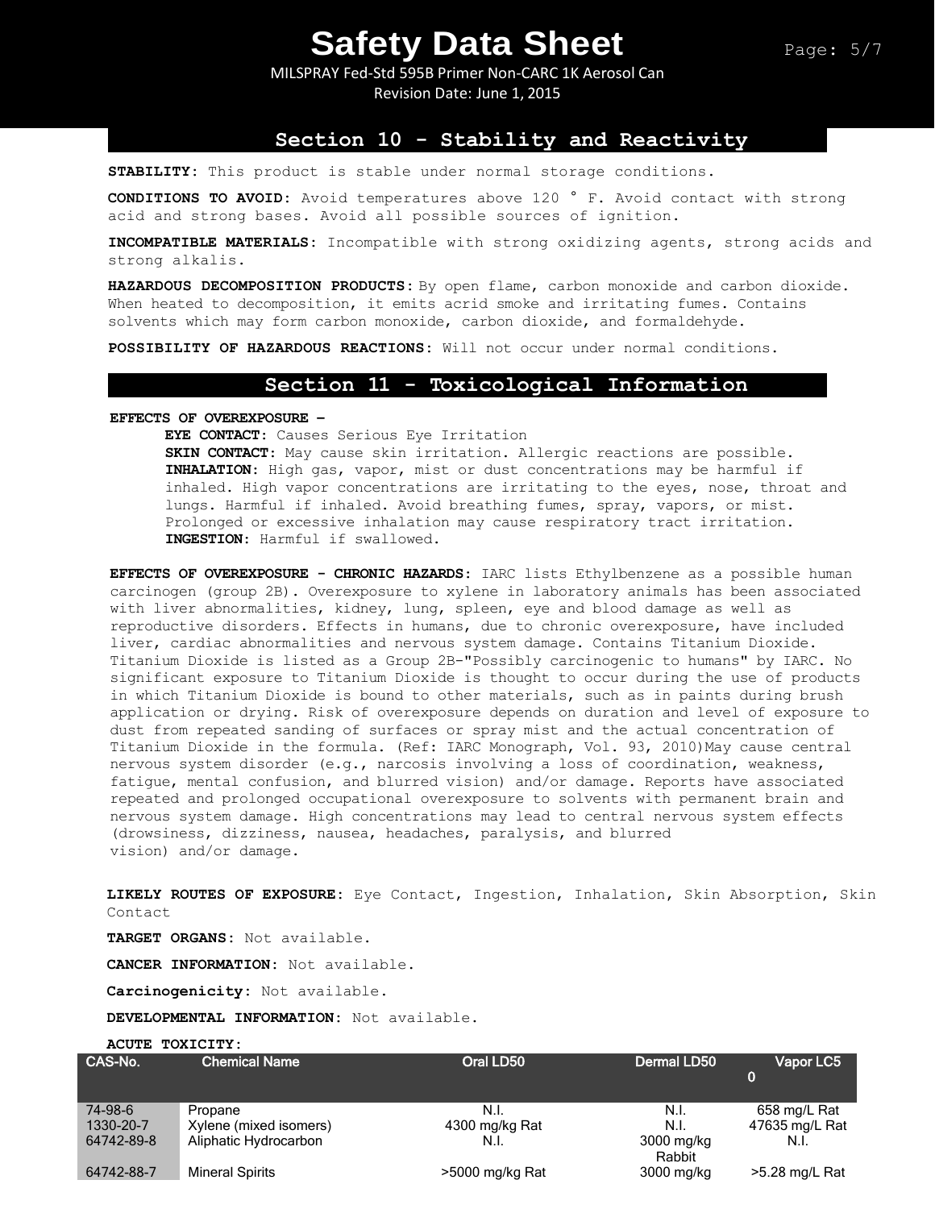## Section 10 - Stability and Reactivity

**STABILITY:** This product is stable under normal storage conditions.

**CONDITIONS TO AVOID:** Avoid temperatures above 120 ° F. Avoid contact with strong acid and strong bases. Avoid all possible sources of ignition.

**INCOMPATIBLE MATERIALS:** Incompatible with strong oxidizing agents, strong acids and strong alkalis.

**HAZARDOUS DECOMPOSITION PRODUCTS:** By open flame, carbon monoxide and carbon dioxide. When heated to decomposition, it emits acrid smoke and irritating fumes. Contains solvents which may form carbon monoxide, carbon dioxide, and formaldehyde.

**POSSIBILITY OF HAZARDOUS REACTIONS:** Will not occur under normal conditions.

## Section 11 - Toxicological Information

**EFFECTS OF OVEREXPOSURE –**

**EYE CONTACT:** Causes Serious Eye Irritation

**SKIN CONTACT:** May cause skin irritation. Allergic reactions are possible.

**INHALATION:** High gas, vapor, mist or dust concentrations may be harmful if inhaled. High vapor concentrations are irritating to the eyes, nose, throat and lungs. Harmful if inhaled. Avoid breathing fumes, spray, vapors, or mist. Prolonged or excessive inhalation may cause respiratory tract irritation.

**INGESTION:** Harmful if swallowed.

**EFFECTS OF OVEREXPOSURE - CHRONIC HAZARDS:** IARC lists Ethylbenzene as a possible human carcinogen (group 2B). Overexposure to xylene in laboratory animals has been associated with liver abnormalities, kidney, lung, spleen, eye and blood damage as well as reproductive disorders. Effects in humans, due to chronic overexposure, have included liver, cardiac abnormalities and nervous system damage. Contains Titanium Dioxide. Titanium Dioxide is listed as a Group 2B-"Possibly carcinogenic to humans" by IARC. No significant exposure to Titanium Dioxide is thought to occur during the use of products in which Titanium Dioxide is bound to other materials, such as in paints during brush application or drying. Risk of overexposure depends on duration and level of exposure to dust from repeated sanding of surfaces or spray mist and the actual concentration of Titanium Dioxide in the formula. (Ref: IARC Monograph, Vol. 93, 2010)May cause central nervous system disorder (e.g., narcosis involving a loss of coordination, weakness, fatigue, mental confusion, and blurred vision) and/or damage. Reports have associated repeated and prolonged occupational overexposure to solvents with permanent brain and nervous system damage. High concentrations may lead to central nervous system effects (drowsiness, dizziness, nausea, headaches, paralysis, and blurred vision) and/or damage.

**LIKELY ROUTES OF EXPOSURE:** Eye Contact, Ingestion, Inhalation, Skin Absorption, Skin Contact

**TARGET ORGANS:** Not available.

**CANCER INFORMATION:** Not available.

**Carcinogenicity:** Not available.

**DEVELOPMENTAL INFORMATION:** Not available.

**ACUTE TOXICITY:**

| CAS-No. | Chemical Name | Oral LD50 | Dermal LD50 | Vapor LC50 |
|---|---|---|---|---|
| 74-98-6 | Propane | N.I. | N.I. | 658 mg/L Rat |
| 1330-20-7 | Xylene (mixed isomers) | 4300 mg/kg Rat | N.I. | 47635 mg/L Rat |
| 64742-89-8 | Aliphatic Hydrocarbon | N.I. | 3000 mg/kg Rabbit | N.I. |
| 64742-88-7 | Mineral Spirits | >5000 mg/kg Rat | 3000 mg/kg | >5.28 mg/L Rat |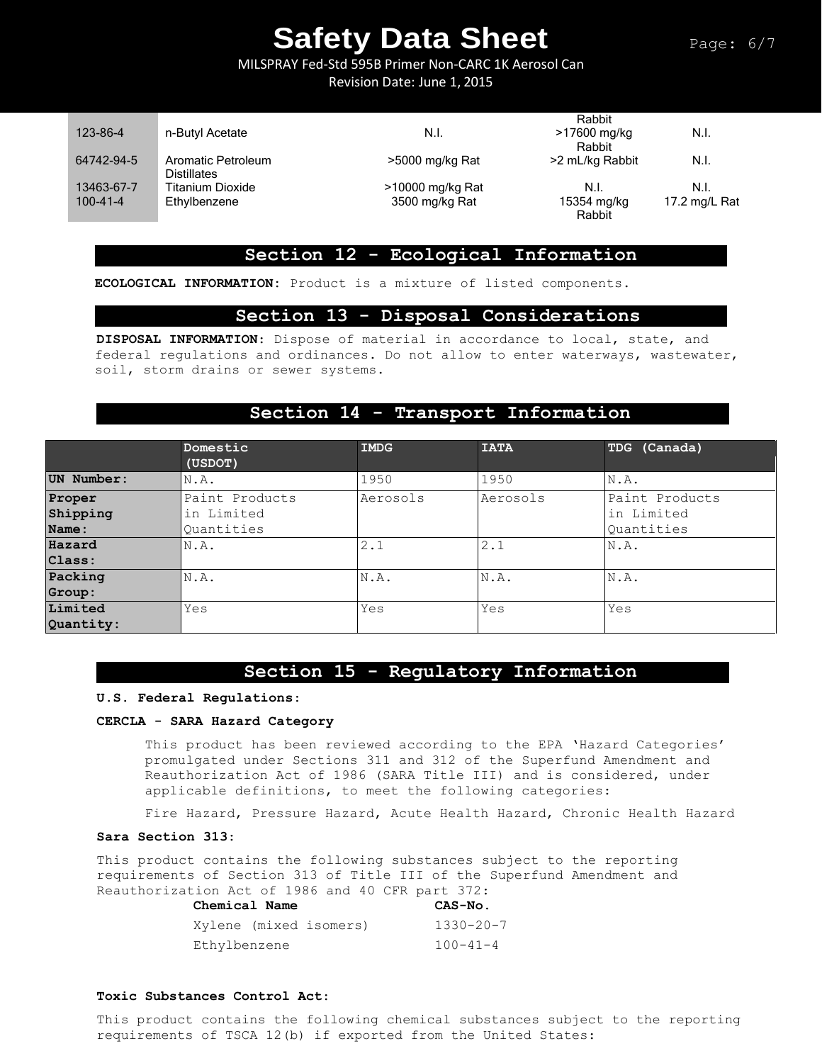| | | | | |
|---|---|---|---|---|
| | | | Rabbit | |
| 123-86-4 | n-Butyl Acetate | N.I. | >17600 mg/kg Rabbit | N.I. |
| 64742-94-5 | Aromatic Petroleum Distillates | >5000 mg/kg Rat | >2 mL/kg Rabbit | N.I. |
| 13463-67-7 | Titanium Dioxide | >10000 mg/kg Rat | N.I. | N.I. |
| 100-41-4 | Ethylbenzene | 3500 mg/kg Rat | 15354 mg/kg Rabbit | 17.2 mg/L Rat |

## Section 12 - Ecological Information

**ECOLOGICAL INFORMATION:** Product is a mixture of listed components.

## Section 13 - Disposal Considerations

**DISPOSAL INFORMATION:** Dispose of material in accordance to local, state, and federal regulations and ordinances. Do not allow to enter waterways, wastewater, soil, storm drains or sewer systems.

## Section 14 - Transport Information

| | Domestic (USDOT) | IMDG | IATA | TDG (Canada) |
|---|---|---|---|---|
| **UN Number:** | N.A. | 1950 | 1950 | N.A. |
| **Proper Shipping Name:** | Paint Products in Limited Quantities | Aerosols | Aerosols | Paint Products in Limited Quantities |
| **Hazard Class:** | N.A. | 2.1 | 2.1 | N.A. |
| **Packing Group:** | N.A. | N.A. | N.A. | N.A. |
| **Limited Quantity:** | Yes | Yes | Yes | Yes |

## Section 15 - Regulatory Information

**U.S. Federal Regulations:**

**CERCLA - SARA Hazard Category**

This product has been reviewed according to the EPA 'Hazard Categories' promulgated under Sections 311 and 312 of the Superfund Amendment and Reauthorization Act of 1986 (SARA Title III) and is considered, under applicable definitions, to meet the following categories:

Fire Hazard, Pressure Hazard, Acute Health Hazard, Chronic Health Hazard

**Sara Section 313:**

This product contains the following substances subject to the reporting requirements of Section 313 of Title III of the Superfund Amendment and Reauthorization Act of 1986 and 40 CFR part 372:

| Chemical Name | CAS-No. |
|---|---|
| Xylene (mixed isomers) | 1330-20-7 |
| Ethylbenzene | 100-41-4 |

**Toxic Substances Control Act:**

This product contains the following chemical substances subject to the reporting requirements of TSCA 12(b) if exported from the United States: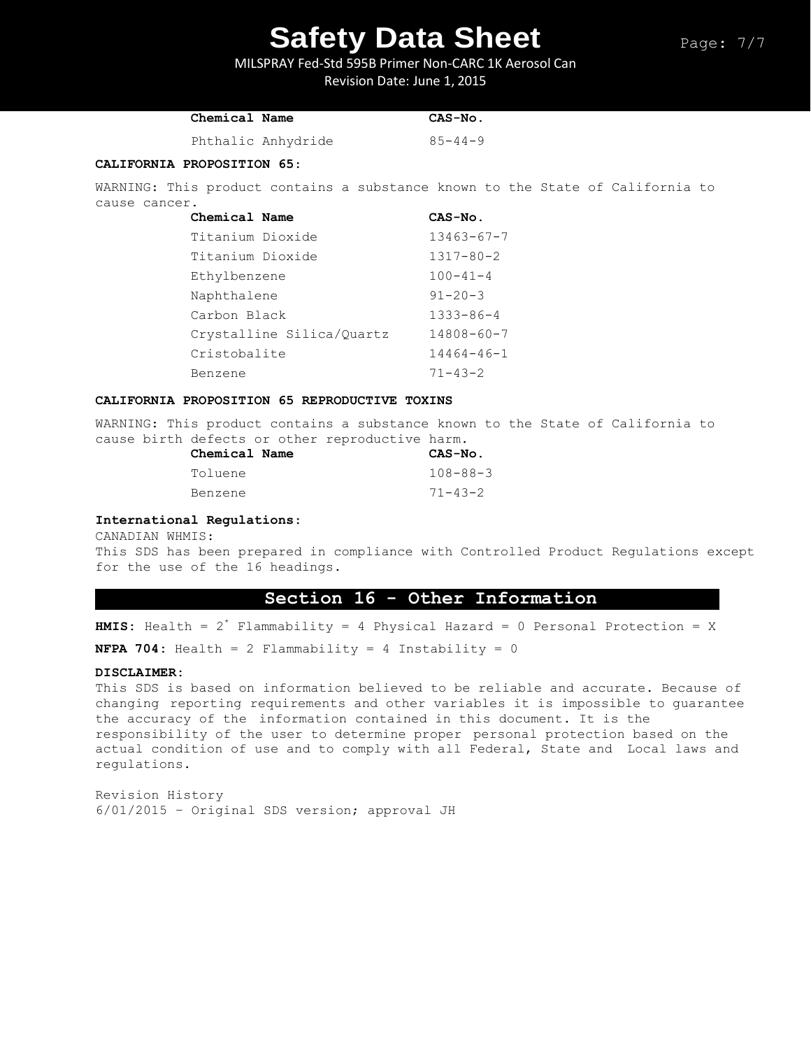| Chemical Name | CAS-No. |
| --- | --- |
| Phthalic Anhydride | 85-44-9 |

**CALIFORNIA PROPOSITION 65:**

WARNING: This product contains a substance known to the State of California to cause cancer.

| Chemical Name | CAS-No. |
| --- | --- |
| Titanium Dioxide | 13463-67-7 |
| Titanium Dioxide | 1317-80-2 |
| Ethylbenzene | 100-41-4 |
| Naphthalene | 91-20-3 |
| Carbon Black | 1333-86-4 |
| Crystalline Silica/Quartz | 14808-60-7 |
| Cristobalite | 14464-46-1 |
| Benzene | 71-43-2 |

**CALIFORNIA PROPOSITION 65 REPRODUCTIVE TOXINS**

WARNING: This product contains a substance known to the State of California to cause birth defects or other reproductive harm.

| Chemical Name | CAS-No. |
| --- | --- |
| Toluene | 108-88-3 |
| Benzene | 71-43-2 |

**International Regulations:**

CANADIAN WHMIS:
This SDS has been prepared in compliance with Controlled Product Regulations except for the use of the 16 headings.

## Section 16 - Other Information

**HMIS:** Health = 2* Flammability = 4 Physical Hazard = 0 Personal Protection = X

**NFPA 704:** Health = 2 Flammability = 4 Instability = 0

**DISCLAIMER:**
This SDS is based on information believed to be reliable and accurate. Because of changing reporting requirements and other variables it is impossible to guarantee the accuracy of the information contained in this document. It is the responsibility of the user to determine proper personal protection based on the actual condition of use and to comply with all Federal, State and Local laws and regulations.

Revision History
6/01/2015 – Original SDS version; approval JH